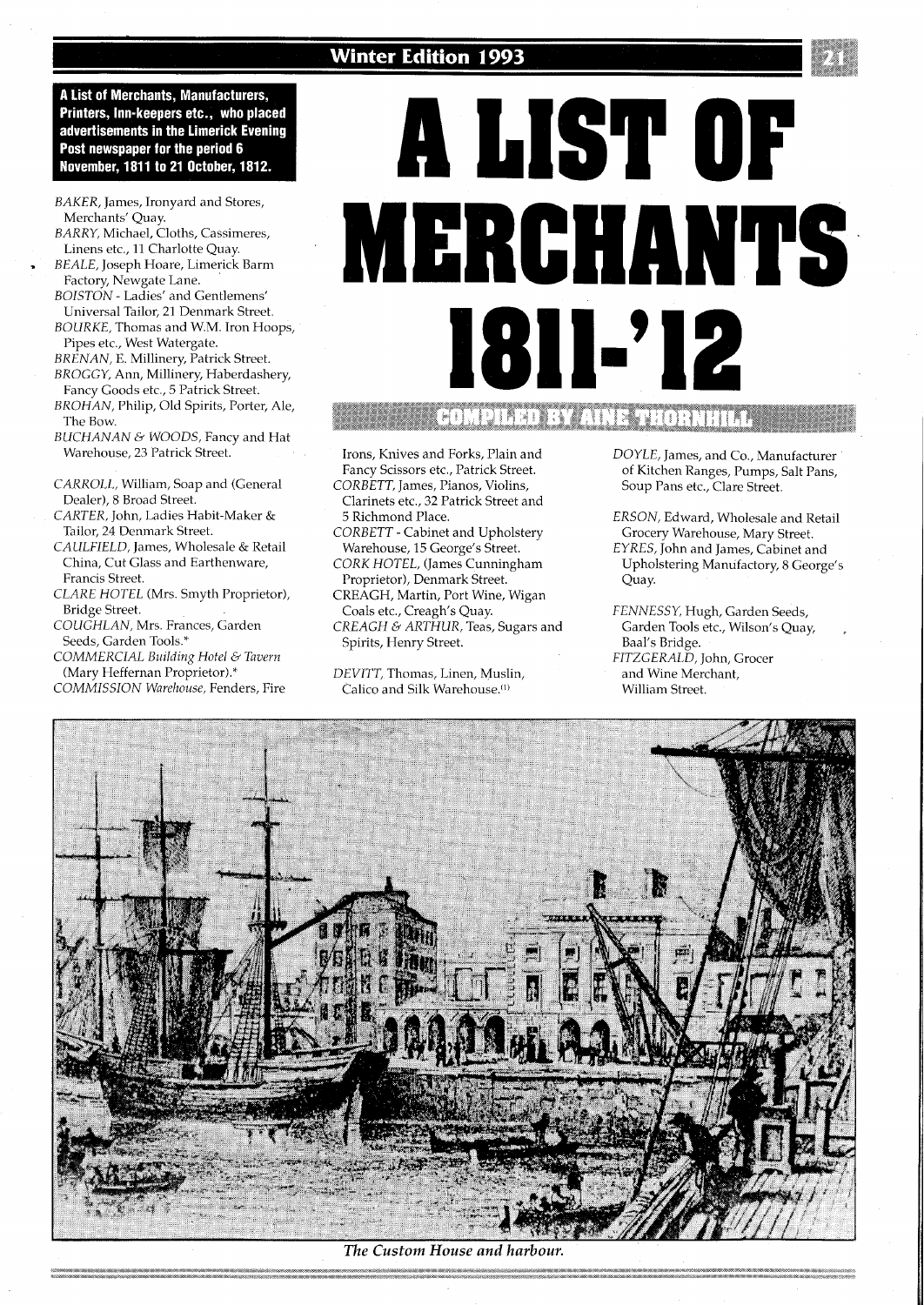# A LIST OF MERCHANTS 1811-'12

## COMPILED BY AINE THORNHILL

**A List of Merchants, Manufacturers, Printers, Inn-keepers etc., who placed advertisements in the Limerick Evening Post newspaper for the period 6 November, 1811 to 21 October, 1812.**

*BAKER*, James, Ironyard and Stores, Merchants' Quay.
*BARRY*, Michael, Cloths, Cassimeres, Linens etc., 11 Charlotte Quay.
*BEALE*, Joseph Hoare, Limerick Barm Factory, Newgate Lane.
*BOISTON* - Ladies' and Gentlemens' Universal Tailor, 21 Denmark Street.
*BOURKE*, Thomas and W.M. Iron Hoops, Pipes etc., West Watergate.
*BRENAN*, E. Millinery, Patrick Street.
*BROGGY*, Ann, Millinery, Haberdashery, Fancy Goods etc., 5 Patrick Street.
*BROHAN*, Philip, Old Spirits, Porter, Ale, The Bow.
*BUCHANAN & WOODS*, Fancy and Hat Warehouse, 23 Patrick Street.

*CARROLL*, William, Soap and (General Dealer), 8 Broad Street.
*CARTER*, John, Ladies Habit-Maker & Tailor, 24 Denmark Street.
*CAULFIELD*, James, Wholesale & Retail China, Cut Glass and Earthenware, Francis Street.
*CLARE HOTEL* (Mrs. Smyth Proprietor), Bridge Street.
*COUGHLAN*, Mrs. Frances, Garden Seeds, Garden Tools.*
*COMMERCIAL Building Hotel & Tavern* (Mary Heffernan Proprietor).*
*COMMISSION Warehouse*, Fenders, Fire Irons, Knives and Forks, Plain and Fancy Scissors etc., Patrick Street.
*CORBETT*, James, Pianos, Violins, Clarinets etc., 32 Patrick Street and 5 Richmond Place.
*CORBETT* - Cabinet and Upholstery Warehouse, 15 George's Street.
*CORK HOTEL*, (James Cunningham Proprietor), Denmark Street.
CREAGH, Martin, Port Wine, Wigan Coals etc., Creagh's Quay.
*CREAGH & ARTHUR*, Teas, Sugars and Spirits, Henry Street.

*DEVITT*, Thomas, Linen, Muslin, Calico and Silk Warehouse.[1]
*DOYLE*, James, and Co., Manufacturer of Kitchen Ranges, Pumps, Salt Pans, Soup Pans etc., Clare Street.

*ERSON*, Edward, Wholesale and Retail Grocery Warehouse, Mary Street.
*EYRES*, John and James, Cabinet and Upholstering Manufactory, 8 George's Quay.

*FENNESSY*, Hugh, Garden Seeds, Garden Tools etc., Wilson's Quay, Baal's Bridge.
*FITZGERALD*, John, Grocer and Wine Merchant, William Street.

*The Custom House and harbour.*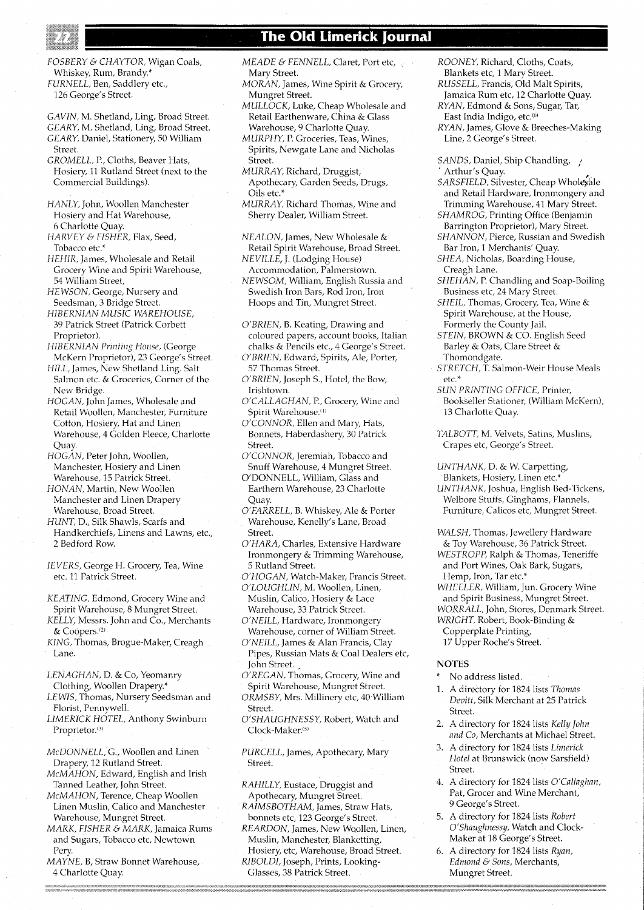*FOSBERY & CHAYTOR*, Wigan Coals, Whiskey, Rum, Brandy.*

*FURNELL*, Ben, Saddlery etc., 126 George's Street.

*GAVIN*, M. Shetland, Ling, Broad Street.

*GEARY*, M. Shetland, Ling, Broad Street.

*GEARY*, Daniel, Stationery, 50 William Street.

*GROMELL*, P., Cloths, Beaver Hats, Hosiery, 11 Rutland Street (next to the Commercial Buildings).

*HANLY*, John, Woollen Manchester Hosiery and Hat Warehouse, 6 Charlotte Quay.

*HARVEY & FISHER*, Flax, Seed, Tobacco etc.*

*HEHIR*, James, Wholesale and Retail Grocery Wine and Spirit Warehouse, 54 William Street,

*HEWSON*, George, Nursery and Seedsman, 3 Bridge Street.

*HIBERNIAN MUSIC WAREHOUSE*, 39 Patrick Street (Patrick Corbett Proprietor).

*HIBERNIAN Printing House*, (George McKern Proprietor), 23 George's Street.

*HILL*, James, New Shetland Ling. Salt Salmon etc. & Groceries, Corner of the New Bridge.

*HOGAN*, John James, Wholesale and Retail Woollen, Manchester, Furniture Cotton, Hosiery, Hat and Linen Warehouse, 4 Golden Fleece, Charlotte Quay.

*HOGAN*, Peter John, Woollen, Manchester, Hosiery and Linen Warehouse, 15 Patrick Street.

*HONAN*, Martin, New Woollen Manchester and Linen Drapery Warehouse, Broad Street.

*HUNT*, D., Silk Shawls, Scarfs and Handkerchiefs, Linens and Lawns, etc., 2 Bedford Row.

*IEVERS*, George H. Grocery, Tea, Wine etc. 11 Patrick Street.

*KEATING*, Edmond, Grocery Wine and Spirit Warehouse, 8 Mungret Street.

*KELLY*, Messrs. John and Co., Merchants & Coopers.[2]

*KING*, Thomas, Brogue-Maker, Creagh Lane.

*LENAGHAN*, D. & Co, Yeomanry Clothing, Woollen Drapery.*

*LEWIS*, Thomas, Nursery Seedsman and Florist, Pennywell.

*LIMERICK HOTEL*, Anthony Swinburn Proprietor.[3]

*McDONNELL*, G., Woollen and Linen Drapery, 12 Rutland Street.

*McMAHON*, Edward, English and Irish Tanned Leather, John Street.

*McMAHON*, Terence, Cheap Woollen Linen Muslin, Calico and Manchester Warehouse, Mungret Street.

*MARK, FISHER & MARK*, Jamaica Rums and Sugars, Tobacco etc, Newtown Pery.

*MAYNE*, B, Straw Bonnet Warehouse, 4 Charlotte Quay.

*MEADE & FENNELL*, Claret, Port etc, Mary Street.

*MORAN*, James, Wine Spirit & Grocery, Mungret Street.

*MULLOCK*, Luke, Cheap Wholesale and Retail Earthenware, China & Glass Warehouse, 9 Charlotte Quay.

*MURPHY*, P. Groceries, Teas, Wines, Spirits, Newgate Lane and Nicholas Street.

*MURRAY*, Richard, Druggist, Apothecary, Garden Seeds, Drugs, Oils etc.*

*MURRAY*, Richard Thomas, Wine and Sherry Dealer, William Street.

*NEALON*, James, New Wholesale & Retail Spirit Warehouse, Broad Street.

*NEVILLE*, J. (Lodging House) Accommodation, Palmerstown.

*NEWSOM*, William, English Russia and Swedish Iron Bars, Rod Iron, Iron Hoops and Tin, Mungret Street.

*O'BRIEN*, B. Keating, Drawing and coloured papers, account books, Italian chalks & Pencils etc., 4 George's Street.

*O'BRIEN*, Edward, Spirits, Ale, Porter, 57 Thomas Street.

*O'BRIEN*, Joseph S., Hotel, the Bow, Irishtown.

*O'CALLAGHAN*, P., Grocery, Wine and Spirit Warehouse.[4]

*O'CONNOR*, Ellen and Mary, Hats, Bonnets, Haberdashery, 30 Patrick Street.

*O'CONNOR*, Jeremiah, Tobacco and Snuff Warehouse, 4 Mungret Street.

O'DONNELL, William, Glass and Earthern Warehouse, 23 Charlotte Quay.

*O'FARRELL*, B. Whiskey, Ale & Porter Warehouse, Kenelly's Lane, Broad Street.

*O'HARA*, Charles, Extensive Hardware Ironmongery & Trimming Warehouse, 5 Rutland Street.

*O'HOGAN*, Watch-Maker, Francis Street.

*O'LOUGHLIN*, M. Woollen, Linen, Muslin, Calico, Hosiery & Lace Warehouse, 33 Patrick Street.

*O'NEILL*, Hardware, Ironmongery Warehouse, corner of William Street.

*O'NEILL*, James & Alan Francis, Clay Pipes, Russian Mats & Coal Dealers etc, John Street.

*O'REGAN*, Thomas, Grocery, Wine and Spirit Warehouse, Mungret Street.

*ORMSBY*, Mrs. Millinery etc, 40 William Street.

*O'SHAUGHNESSY*, Robert, Watch and Clock-Maker.[5]

*PURCELL*, James, Apothecary, Mary Street.

*RAHILLY*, Eustace, Druggist and Apothecary, Mungret Street.

*RAIMSBOTHAM*, James, Straw Hats, bonnets etc, 123 George's Street.

*REARDON*, James, New Woollen, Linen, Muslin, Manchester, Blanketting, Hosiery, etc, Warehouse, Broad Street.

*RIBOLDI*, Joseph, Prints, Looking-Glasses, 38 Patrick Street.

*ROONEY*, Richard, Cloths, Coats, Blankets etc, 1 Mary Street.

*RUSSELL*, Francis, Old Malt Spirits, Jamaica Rum etc, 12 Charlotte Quay.

*RYAN*, Edmond & Sons, Sugar, Tar, East India Indigo, etc.[6]

*RYAN*, James, Glove & Breeches-Making Line, 2 George's Street.

*SANDS*, Daniel, Ship Chandling, Arthur's Quay.

*SARSFIELD*, Silvester, Cheap Wholesale and Retail Hardware, Ironmongery and Trimming Warehouse, 41 Mary Street.

*SHAMROG*, Printing Office (Benjamin Barrington Proprietor), Mary Street.

*SHANNON*, Pierce, Russian and Swedish Bar Iron, 1 Merchants' Quay.

*SHEA*, Nicholas, Boarding House, Creagh Lane.

*SHEHAN*, P. Chandling and Soap-Boiling Business etc, 24 Mary Street.

*SHEIL*, Thomas, Grocery, Tea, Wine & Spirit Warehouse, at the House, Formerly the County Jail.

*STEIN, BROWN & CO*. English Seed Barley & Oats, Clare Street & Thomondgate.

*STRETCH*, T. Salmon-Weir House Meals etc.*

*SUN PRINTING OFFICE*, Printer, Bookseller Stationer, (William McKern), 13 Charlotte Quay.

*TALBOTT*, M. Velvets, Satins, Muslins, Crapes etc, George's Street.

*UNTHANK*, D. & W. Carpetting, Blankets, Hosiery, Linen etc.*

*UNTHANK*, Joshua, English Bed-Tickens, Welbore Stuffs, Ginghams, Flannels, Furniture, Calicos etc, Mungret Street.

*WALSH*, Thomas, Jewellery Hardware & Toy Warehouse, 36 Patrick Street.

*WESTROPP*, Ralph & Thomas, Teneriffe and Port Wines, Oak Bark, Sugars, Hemp, Iron, Tar etc.*

*WHEELER*, William, Jun. Grocery Wine and Spirit Business, Mungret Street.

*WORRALL*, John, Stores, Denmark Street.

*WRIGHT*, Robert, Book-Binding & Copperplate Printing, 17 Upper Roche's Street.

## NOTES

\* No address listed.

1. A directory for 1824 lists *Thomas Devitt*, Silk Merchant at 25 Patrick Street.
2. A directory for 1824 lists *Kelly John and Co*, Merchants at Michael Street.
3. A directory for 1824 lists *Limerick Hotel* at Brunswick (now Sarsfield) Street.
4. A directory for 1824 lists *O'Callaghan*, Pat, Grocer and Wine Merchant, 9 George's Street.
5. A directory for 1824 lists *Robert O'Shaughnessy*, Watch and Clock-Maker at 18 George's Street.
6. A directory for 1824 lists *Ryan, Edmond & Sons*, Merchants, Mungret Street.